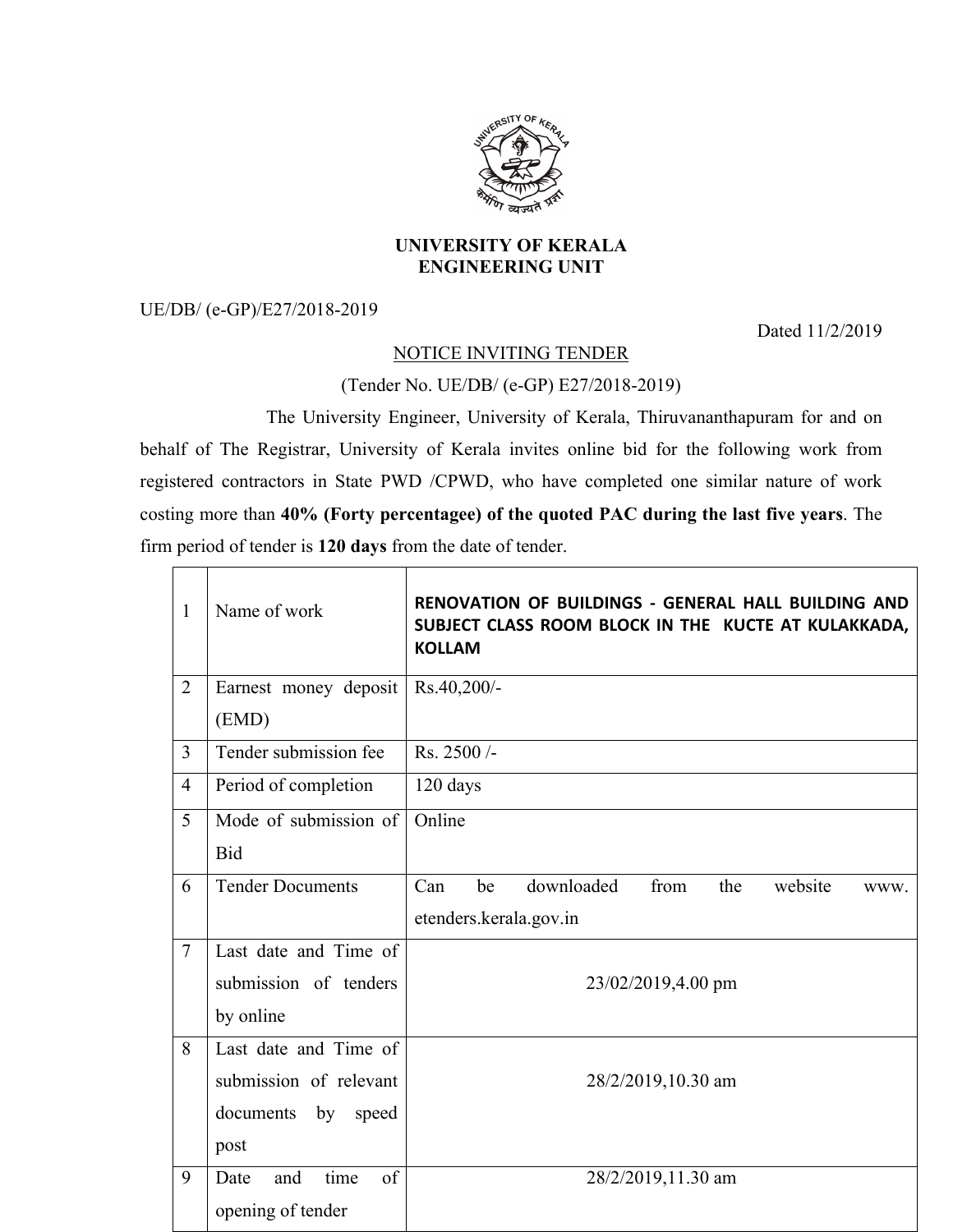**UNIVERSITY OF KERALA**
**ENGINEERING UNIT**

UE/DB/ (e-GP)/E27/2018-2019

Dated 11/2/2019

NOTICE INVITING TENDER

(Tender No. UE/DB/ (e-GP) E27/2018-2019)

The University Engineer, University of Kerala, Thiruvananthapuram for and on behalf of The Registrar, University of Kerala invites online bid for the following work from registered contractors in State PWD /CPWD, who have completed one similar nature of work costing more than **40% (Forty percentagee) of the quoted PAC during the last five years**. The firm period of tender is **120 days** from the date of tender.

| | | |
|---|---|---|
| 1 | Name of work | **RENOVATION OF BUILDINGS - GENERAL HALL BUILDING AND SUBJECT CLASS ROOM BLOCK IN THE KUCTE AT KULAKKADA, KOLLAM** |
| 2 | Earnest money deposit (EMD) | Rs.40,200/- |
| 3 | Tender submission fee | Rs. 2500 /- |
| 4 | Period of completion | 120 days |
| 5 | Mode of submission of Bid | Online |
| 6 | Tender Documents | Can be downloaded from the website www. etenders.kerala.gov.in |
| 7 | Last date and Time of submission of tenders by online | 23/02/2019,4.00 pm |
| 8 | Last date and Time of submission of relevant documents by speed post | 28/2/2019,10.30 am |
| 9 | Date and time of opening of tender | 28/2/2019,11.30 am |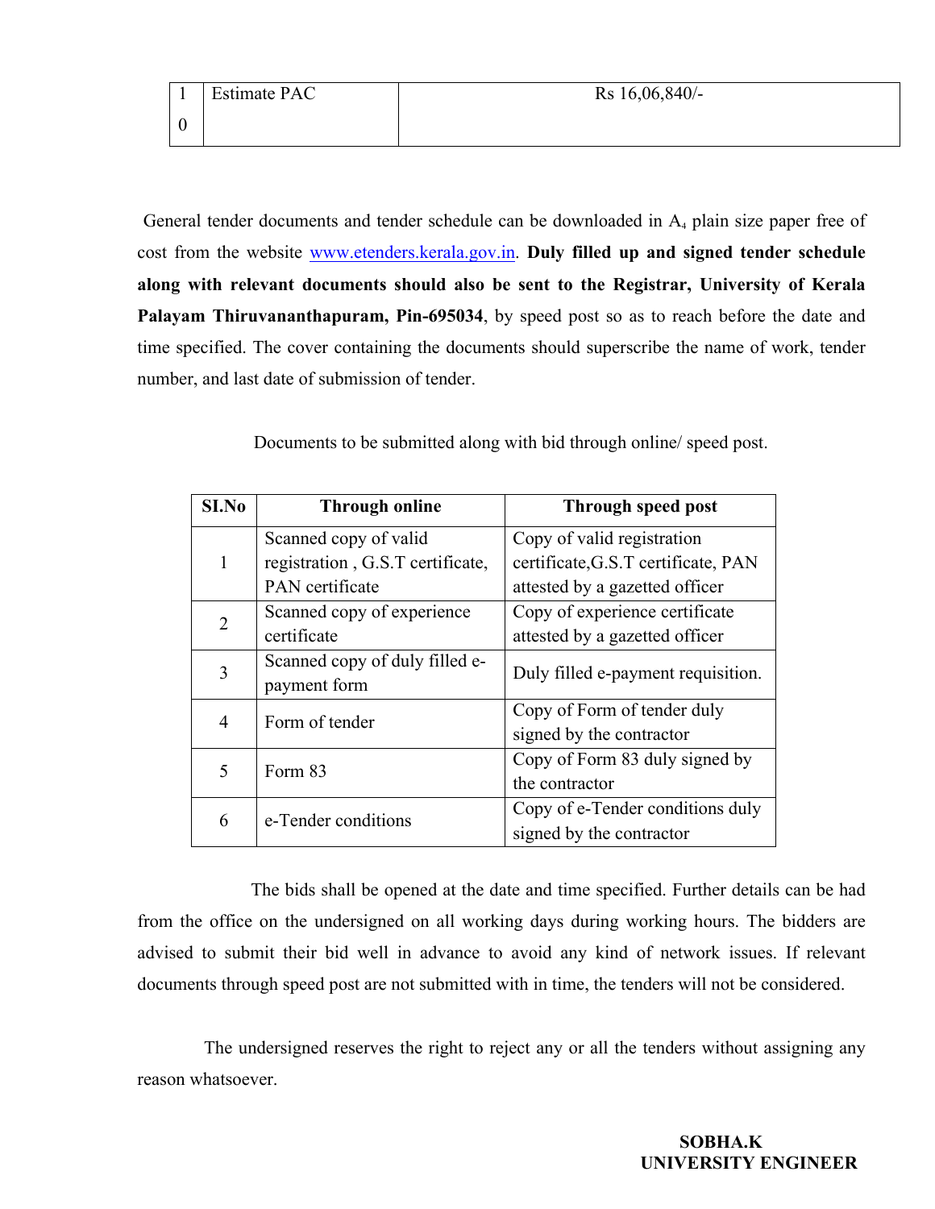| | | |
|---|---|---|
| 10 | Estimate PAC | Rs 16,06,840/- |

General tender documents and tender schedule can be downloaded in $A_4$ plain size paper free of cost from the website www.etenders.kerala.gov.in. **Duly filled up and signed tender schedule along with relevant documents should also be sent to the Registrar, University of Kerala Palayam Thiruvananthapuram, Pin-695034**, by speed post so as to reach before the date and time specified. The cover containing the documents should superscribe the name of work, tender number, and last date of submission of tender.

Documents to be submitted along with bid through online/ speed post.

| SI.No | Through online | Through speed post |
|---|---|---|
| 1 | Scanned copy of valid registration , G.S.T certificate, PAN certificate | Copy of valid registration certificate,G.S.T certificate, PAN attested by a gazetted officer |
| 2 | Scanned copy of experience certificate | Copy of experience certificate attested by a gazetted officer |
| 3 | Scanned copy of duly filled e-payment form | Duly filled e-payment requisition. |
| 4 | Form of tender | Copy of Form of tender duly signed by the contractor |
| 5 | Form 83 | Copy of Form 83 duly signed by the contractor |
| 6 | e-Tender conditions | Copy of e-Tender conditions duly signed by the contractor |

The bids shall be opened at the date and time specified. Further details can be had from the office on the undersigned on all working days during working hours. The bidders are advised to submit their bid well in advance to avoid any kind of network issues. If relevant documents through speed post are not submitted with in time, the tenders will not be considered.

The undersigned reserves the right to reject any or all the tenders without assigning any reason whatsoever.

**SOBHA.K**
**UNIVERSITY ENGINEER**